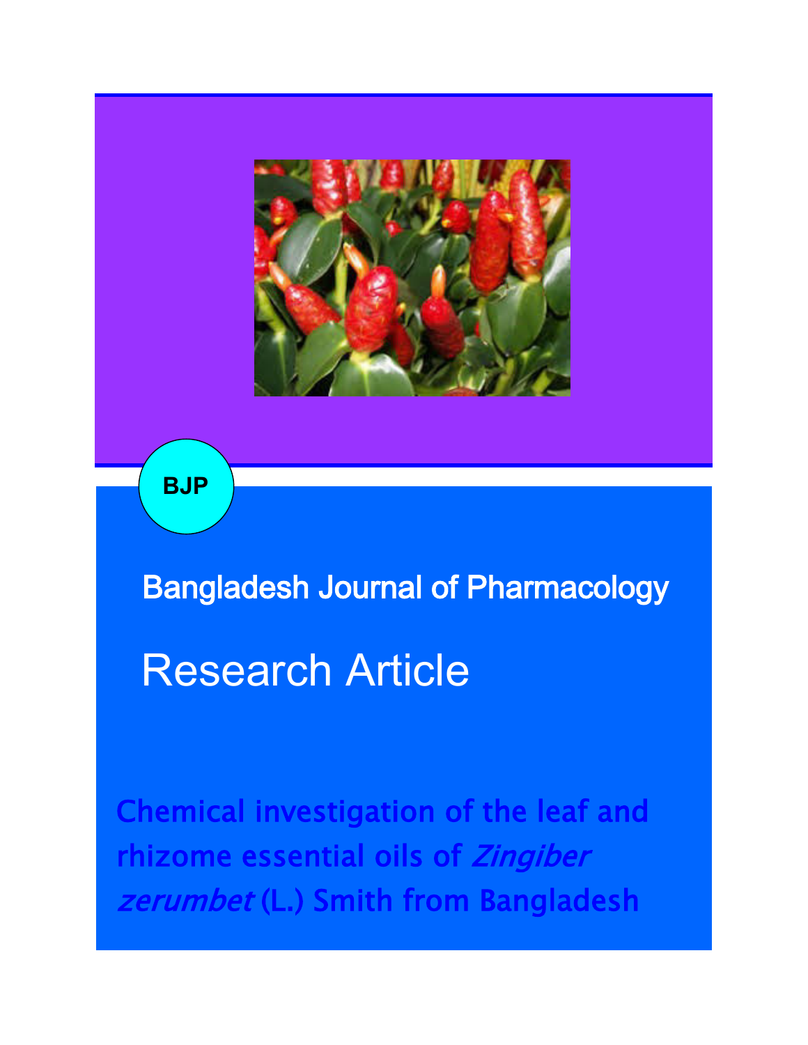BJP

Bangladesh Journal of Pharmacology

Research Article

# Chemical investigation of the leaf and rhizome essential oils of *Zingiber zerumbet* (L.) Smith from Bangladesh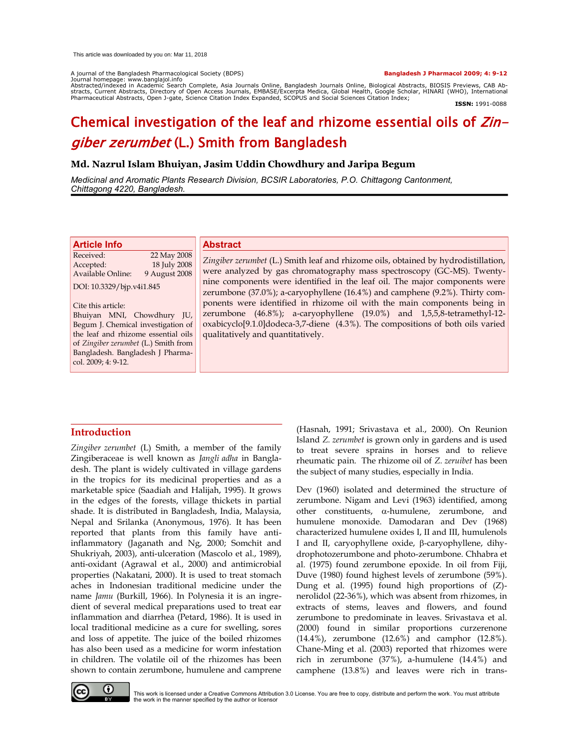This article was downloaded by you on: Mar 11, 2018

A journal of the Bangladesh Pharmacological Society (BDPS)
Journal homepage: www.banglajol.info
Abstracted/indexed in Academic Search Complete, Asia Journals Online, Bangladesh Journals Online, Biological Abstracts, BIOSIS Previews, CAB Abstracts, Current Abstracts, Directory of Open Access Journals, EMBASE/Excerpta Medica, Global Health, Google Scholar, HINARI (WHO), International Pharmaceutical Abstracts, Open J-gate, Science Citation Index Expanded, SCOPUS and Social Sciences Citation Index;

**Bangladesh J Pharmacol 2009; 4: 9-12**

**ISSN:** 1991-0088

# Chemical investigation of the leaf and rhizome essential oils of *Zingiber zerumbet* (L.) Smith from Bangladesh

**Md. Nazrul Islam Bhuiyan, Jasim Uddin Chowdhury and Jaripa Begum**

*Medicinal and Aromatic Plants Research Division, BCSIR Laboratories, P.O. Chittagong Cantonment, Chittagong 4220, Bangladesh.*

## Article Info

| | |
|---|---|
| Received: | 22 May 2008 |
| Accepted: | 18 July 2008 |
| Available Online: | 9 August 2008 |

DOI: 10.3329/bjp.v4i1.845

Cite this article:
Bhuiyan MNI, Chowdhury JU, Begum J. Chemical investigation of the leaf and rhizome essential oils of *Zingiber zerumbet* (L.) Smith from Bangladesh. Bangladesh J Pharmacol. 2009; 4: 9-12.

## Abstract

*Zingiber zerumbet* (L.) Smith leaf and rhizome oils, obtained by hydrodistillation, were analyzed by gas chromatography mass spectroscopy (GC-MS). Twenty-nine components were identified in the leaf oil. The major components were zerumbone (37.0%); a-caryophyllene (16.4%) and camphene (9.2%). Thirty components were identified in rhizome oil with the main components being in zerumbone (46.8%); a-caryophyllene (19.0%) and 1,5,5,8-tetramethyl-12-oxabicyclo[9.1.0]dodeca-3,7-diene (4.3%). The compositions of both oils varied qualitatively and quantitatively.

## Introduction

*Zingiber zerumbet* (L) Smith, a member of the family Zingiberaceae is well known as *Jangli adha* in Bangladesh. The plant is widely cultivated in village gardens in the tropics for its medicinal properties and as a marketable spice (Saadiah and Halijah, 1995). It grows in the edges of the forests, village thickets in partial shade. It is distributed in Bangladesh, India, Malaysia, Nepal and Srilanka (Anonymous, 1976). It has been reported that plants from this family have anti-inflammatory (Jaganath and Ng, 2000; Somchit and Shukriyah, 2003), anti-ulceration (Mascolo et al., 1989), anti-oxidant (Agrawal et al., 2000) and antimicrobial properties (Nakatani, 2000). It is used to treat stomach aches in Indonesian traditional medicine under the name *Jamu* (Burkill, 1966). In Polynesia it is an ingredient of several medical preparations used to treat ear inflammation and diarrhea (Petard, 1986). It is used in local traditional medicine as a cure for swelling, sores and loss of appetite. The juice of the boiled rhizomes has also been used as a medicine for worm infestation in children. The volatile oil of the rhizomes has been shown to contain zerumbone, humulene and camprene (Hasnah, 1991; Srivastava et al., 2000). On Reunion Island *Z. zerumbet* is grown only in gardens and is used to treat severe sprains in horses and to relieve rheumatic pain. The rhizome oil of *Z. zeruibet* has been the subject of many studies, especially in India.

Dev (1960) isolated and determined the structure of zerumbone. Nigam and Levi (1963) identified, among other constituents, α-humulene, zerumbone, and humulene monoxide. Damodaran and Dev (1968) characterized humulene oxides I, II and III, humulenols I and II, caryophyllene oxide, β-caryophyllene, dihydrophotozerumbone and photo-zerumbone. Chhabra et al. (1975) found zerumbone epoxide. In oil from Fiji, Duve (1980) found highest levels of zerumbone (59%). Dung et al. (1995) found high proportions of (Z)-nerolidol (22-36%), which was absent from rhizomes, in extracts of stems, leaves and flowers, and found zerumbone to predominate in leaves. Srivastava et al. (2000) found in similar proportions curzerenone (14.4%), zerumbone (12.6%) and camphor (12.8%). Chane-Ming et al. (2003) reported that rhizomes were rich in zerumbone (37%), a-humulene (14.4%) and camphene (13.8%) and leaves were rich in trans-

This work is licensed under a Creative Commons Attribution 3.0 License. You are free to copy, distribute and perform the work. You must attribute the work in the manner specified by the author or licensor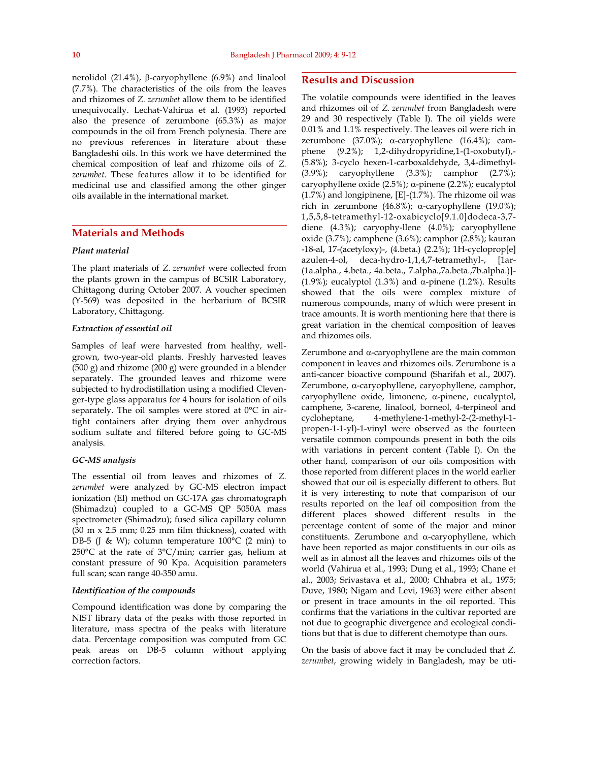nerolidol (21.4%), β-caryophyllene (6.9%) and linalool (7.7%). The characteristics of the oils from the leaves and rhizomes of *Z. zerumbet* allow them to be identified unequivocally. Lechat-Vahirua et al. (1993) reported also the presence of zerumbone (65.3%) as major compounds in the oil from French polynesia. There are no previous references in literature about these Bangladeshi oils. In this work we have determined the chemical composition of leaf and rhizome oils of *Z. zerumbet.* These features allow it to be identified for medicinal use and classified among the other ginger oils available in the international market.

## Materials and Methods

### *Plant material*

The plant materials of *Z. zerumbet* were collected from the plants grown in the campus of BCSIR Laboratory, Chittagong during October 2007. A voucher specimen (Y-569) was deposited in the herbarium of BCSIR Laboratory, Chittagong.

### *Extraction of essential oil*

Samples of leaf were harvested from healthy, well-grown, two-year-old plants. Freshly harvested leaves (500 g) and rhizome (200 g) were grounded in a blender separately. The grounded leaves and rhizome were subjected to hydrodistillation using a modified Clevenger-type glass apparatus for 4 hours for isolation of oils separately. The oil samples were stored at 0°C in air-tight containers after drying them over anhydrous sodium sulfate and filtered before going to GC-MS analysis.

### *GC-MS analysis*

The essential oil from leaves and rhizomes of *Z. zerumbet* were analyzed by GC-MS electron impact ionization (EI) method on GC-17A gas chromatograph (Shimadzu) coupled to a GC-MS QP 5050A mass spectrometer (Shimadzu); fused silica capillary column (30 m x 2.5 mm; 0.25 mm film thickness), coated with DB-5 (J & W); column temperature 100°C (2 min) to 250°C at the rate of 3°C/min; carrier gas, helium at constant pressure of 90 Kpa. Acquisition parameters full scan; scan range 40-350 amu.

### *Identification of the compounds*

Compound identification was done by comparing the NIST library data of the peaks with those reported in literature, mass spectra of the peaks with literature data. Percentage composition was computed from GC peak areas on DB-5 column without applying correction factors.

## Results and Discussion

The volatile compounds were identified in the leaves and rhizomes oil of *Z. zerumbet* from Bangladesh were 29 and 30 respectively (Table I). The oil yields were 0.01% and 1.1% respectively. The leaves oil were rich in zerumbone (37.0%); α-caryophyllene (16.4%); camphene (9.2%); 1,2-dihydropyridine,1-(1-oxobutyl),- (5.8%); 3-cyclo hexen-1-carboxaldehyde, 3,4-dimethyl- (3.9%); caryophyllene (3.3%); camphor (2.7%); caryophyllene oxide (2.5%); α-pinene (2.2%); eucalyptol (1.7%) and longipinene, [E]-(1.7%). The rhizome oil was rich in zerumbone (46.8%); α-caryophyllene (19.0%); 1,5,5,8-tetramethyl-12-oxabicyclo[9.1.0]dodeca-3,7-diene (4.3%); caryophy-llene (4.0%); caryophyllene oxide (3.7%); camphene (3.6%); camphor (2.8%); kauran-18-al, 17-(acetyloxy)-, (4.beta.) (2.2%); 1H-cycloprop[e]azulen-4-ol, deca-hydro-1,1,4,7-tetramethyl-, [1ar-(1a.alpha., 4.beta., 4a.beta., 7.alpha.,7a.beta.,7b.alpha.)]-(1.9%); eucalyptol (1.3%) and α-pinene (1.2%). Results showed that the oils were complex mixture of numerous compounds, many of which were present in trace amounts. It is worth mentioning here that there is great variation in the chemical composition of leaves and rhizomes oils.

Zerumbone and α-caryophyllene are the main common component in leaves and rhizomes oils. Zerumbone is a anti-cancer bioactive compound (Sharifah et al., 2007). Zerumbone, α-caryophyllene, caryophyllene, camphor, caryophyllene oxide, limonene, α-pinene, eucalyptol, camphene, 3-carene, linalool, borneol, 4-terpineol and cycloheptane, 4-methylene-1-methyl-2-(2-methyl-1-propen-1-yl)-1-vinyl were observed as the fourteen versatile common compounds present in both the oils with variations in percent content (Table I). On the other hand, comparison of our oils composition with those reported from different places in the world earlier showed that our oil is especially different to others. But it is very interesting to note that comparison of our results reported on the leaf oil composition from the different places showed different results in the percentage content of some of the major and minor constituents. Zerumbone and α-caryophyllene, which have been reported as major constituents in our oils as well as in almost all the leaves and rhizomes oils of the world (Vahirua et al., 1993; Dung et al., 1993; Chane et al., 2003; Srivastava et al., 2000; Chhabra et al., 1975; Duve, 1980; Nigam and Levi, 1963) were either absent or present in trace amounts in the oil reported. This confirms that the variations in the cultivar reported are not due to geographic divergence and ecological conditions but that is due to different chemotype than ours.

On the basis of above fact it may be concluded that *Z. zerumbet*, growing widely in Bangladesh, may be uti-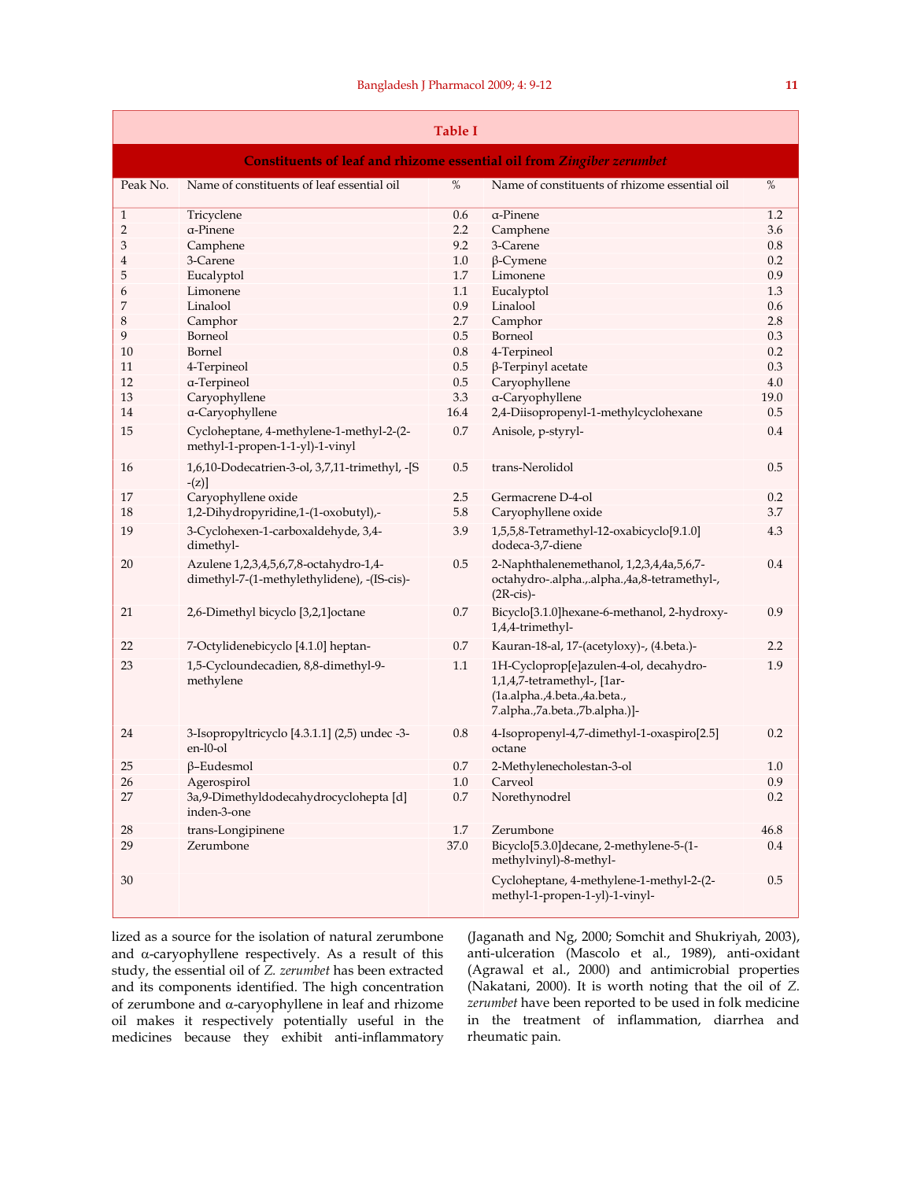**Table I**

**Constituents of leaf and rhizome essential oil from *Zingiber zerumbet***

| Peak No. | Name of constituents of leaf essential oil | % | Name of constituents of rhizome essential oil | % |
|---|---|---|---|---|
| 1 | Tricyclene | 0.6 | α-Pinene | 1.2 |
| 2 | α-Pinene | 2.2 | Camphene | 3.6 |
| 3 | Camphene | 9.2 | 3-Carene | 0.8 |
| 4 | 3-Carene | 1.0 | β-Cymene | 0.2 |
| 5 | Eucalyptol | 1.7 | Limonene | 0.9 |
| 6 | Limonene | 1.1 | Eucalyptol | 1.3 |
| 7 | Linalool | 0.9 | Linalool | 0.6 |
| 8 | Camphor | 2.7 | Camphor | 2.8 |
| 9 | Borneol | 0.5 | Borneol | 0.3 |
| 10 | Bornel | 0.8 | 4-Terpineol | 0.2 |
| 11 | 4-Terpineol | 0.5 | β-Terpinyl acetate | 0.3 |
| 12 | α-Terpineol | 0.5 | Caryophyllene | 4.0 |
| 13 | Caryophyllene | 3.3 | α-Caryophyllene | 19.0 |
| 14 | α-Caryophyllene | 16.4 | 2,4-Diisopropenyl-1-methylcyclohexane | 0.5 |
| 15 | Cycloheptane, 4-methylene-1-methyl-2-(2-methyl-1-propen-1-1-yl)-1-vinyl | 0.7 | Anisole, p-styryl- | 0.4 |
| 16 | 1,6,10-Dodecatrien-3-ol, 3,7,11-trimethyl, -[S -(z)] | 0.5 | trans-Nerolidol | 0.5 |
| 17 | Caryophyllene oxide | 2.5 | Germacrene D-4-ol | 0.2 |
| 18 | 1,2-Dihydropyridine,1-(1-oxobutyl),- | 5.8 | Caryophyllene oxide | 3.7 |
| 19 | 3-Cyclohexen-1-carboxaldehyde, 3,4-dimethyl- | 3.9 | 1,5,5,8-Tetramethyl-12-oxabicyclo[9.1.0] dodeca-3,7-diene | 4.3 |
| 20 | Azulene 1,2,3,4,5,6,7,8-octahydro-1,4-dimethyl-7-(1-methylethylidene), -(IS-cis)- | 0.5 | 2-Naphthalenemethanol, 1,2,3,4,4a,5,6,7-octahydro-.alpha.,.alpha.,4a,8-tetramethyl-, (2R-cis)- | 0.4 |
| 21 | 2,6-Dimethyl bicyclo [3,2,1]octane | 0.7 | Bicyclo[3.1.0]hexane-6-methanol, 2-hydroxy-1,4,4-trimethyl- | 0.9 |
| 22 | 7-Octylidenebicyclo [4.1.0] heptan- | 0.7 | Kauran-18-al, 17-(acetyloxy)-, (4.beta.)- | 2.2 |
| 23 | 1,5-Cycloundecadien, 8,8-dimethyl-9-methylene | 1.1 | 1H-Cycloprop[e]azulen-4-ol, decahydro-1,1,4,7-tetramethyl-, [1ar-(1a.alpha.,4.beta.,4a.beta., 7.alpha.,7a.beta.,7b.alpha.)]- | 1.9 |
| 24 | 3-Isopropyltricyclo [4.3.1.1] (2,5) undec -3-en-l0-ol | 0.8 | 4-Isopropenyl-4,7-dimethyl-1-oxaspiro[2.5] octane | 0.2 |
| 25 | β–Eudesmol | 0.7 | 2-Methylenecholestan-3-ol | 1.0 |
| 26 | Agerospirol | 1.0 | Carveol | 0.9 |
| 27 | 3a,9-Dimethyldodecahydrocyclohepta [d] inden-3-one | 0.7 | Norethynodrel | 0.2 |
| 28 | trans-Longipinene | 1.7 | Zerumbone | 46.8 |
| 29 | Zerumbone | 37.0 | Bicyclo[5.3.0]decane, 2-methylene-5-(1-methylvinyl)-8-methyl- | 0.4 |
| 30 | | | Cycloheptane, 4-methylene-1-methyl-2-(2-methyl-1-propen-1-yl)-1-vinyl- | 0.5 |

lized as a source for the isolation of natural zerumbone and α-caryophyllene respectively. As a result of this study, the essential oil of *Z. zerumbet* has been extracted and its components identified. The high concentration of zerumbone and α-caryophyllene in leaf and rhizome oil makes it respectively potentially useful in the medicines because they exhibit anti-inflammatory (Jaganath and Ng, 2000; Somchit and Shukriyah, 2003), anti-ulceration (Mascolo et al., 1989), anti-oxidant (Agrawal et al., 2000) and antimicrobial properties (Nakatani, 2000). It is worth noting that the oil of *Z. zerumbet* have been reported to be used in folk medicine in the treatment of inflammation, diarrhea and rheumatic pain.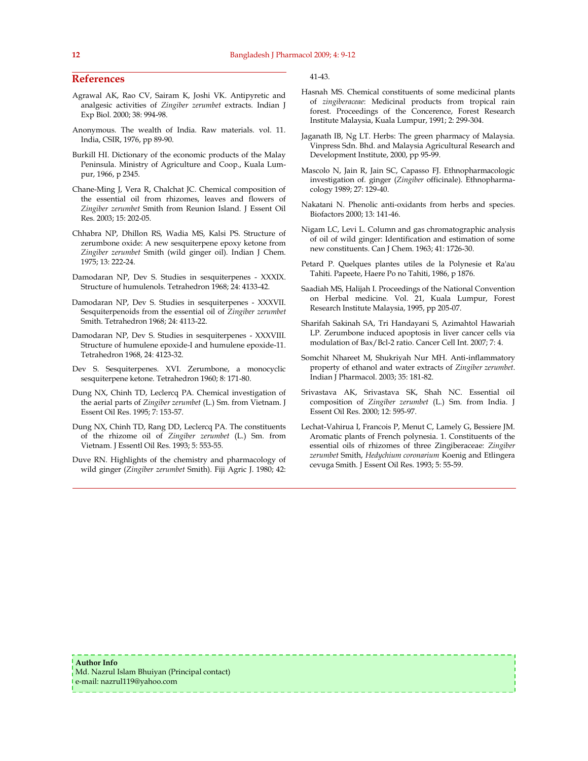## References

Agrawal AK, Rao CV, Sairam K, Joshi VK. Antipyretic and analgesic activities of *Zingiber zerumbet* extracts. Indian J Exp Biol. 2000; 38: 994-98.

Anonymous. The wealth of India. Raw materials. vol. 11. India, CSIR, 1976, pp 89-90.

Burkill HI. Dictionary of the economic products of the Malay Peninsula. Ministry of Agriculture and Coop., Kuala Lumpur, 1966, p 2345.

Chane-Ming J, Vera R, Chalchat JC. Chemical composition of the essential oil from rhizomes, leaves and flowers of *Zingiber zerumbet* Smith from Reunion Island. J Essent Oil Res. 2003; 15: 202-05.

Chhabra NP, Dhillon RS, Wadia MS, Kalsi PS. Structure of zerumbone oxide: A new sesquiterpene epoxy ketone from *Zingiber zerumbet* Smith (wild ginger oil). Indian J Chem. 1975; 13: 222-24.

Damodaran NP, Dev S. Studies in sesquiterpenes - XXXIX. Structure of humulenols. Tetrahedron 1968; 24: 4133-42.

Damodaran NP, Dev S. Studies in sesquiterpenes - XXXVII. Sesquiterpenoids from the essential oil of *Zingiber zerumbet* Smith. Tetrahedron 1968; 24: 4113-22.

Damodaran NP, Dev S. Studies in sesquiterpenes - XXXVIII. Structure of humulene epoxide-I and humulene epoxide-11. Tetrahedron 1968, 24: 4123-32.

Dev S. Sesquiterpenes. XVI. Zerumbone, a monocyclic sesquiterpene ketone. Tetrahedron 1960; 8: 171-80.

Dung NX, Chinh TD, Leclercq PA. Chemical investigation of the aerial parts of *Zingiber zerumbet* (L.) Sm. from Vietnam. J Essent Oil Res. 1995; 7: 153-57.

Dung NX, Chinh TD, Rang DD, Leclercq PA. The constituents of the rhizome oil of *Zingiber zerumbet* (L.) Sm. from Vietnam. J Essentl Oil Res. 1993; 5: 553-55.

Duve RN. Highlights of the chemistry and pharmacology of wild ginger (*Zingiber zerumbet* Smith). Fiji Agric J. 1980; 42: 41-43.

Hasnah MS. Chemical constituents of some medicinal plants of *zingiberaceae*: Medicinal products from tropical rain forest. Proceedings of the Concerence, Forest Research Institute Malaysia, Kuala Lumpur, 1991; 2: 299-304.

Jaganath IB, Ng LT. Herbs: The green pharmacy of Malaysia. Vinpress Sdn. Bhd. and Malaysia Agricultural Research and Development Institute, 2000, pp 95-99.

Mascolo N, Jain R, Jain SC, Capasso FJ. Ethnopharmacologic investigation of. ginger (*Zingiber* officinale). Ethnopharmacology 1989; 27: 129-40.

Nakatani N. Phenolic anti-oxidants from herbs and species. Biofactors 2000; 13: 141-46.

Nigam LC, Levi L. Column and gas chromatographic analysis of oil of wild ginger: Identification and estimation of some new constituents. Can J Chem. 1963; 41: 1726-30.

Petard P. Quelques plantes utiles de la Polynesie et Ra'au Tahiti. Papeete, Haere Po no Tahiti, 1986, p 1876.

Saadiah MS, Halijah I. Proceedings of the National Convention on Herbal medicine. Vol. 21, Kuala Lumpur, Forest Research Institute Malaysia, 1995, pp 205-07.

Sharifah Sakinah SA, Tri Handayani S, Azimahtol Hawariah LP. Zerumbone induced apoptosis in liver cancer cells via modulation of Bax/Bcl-2 ratio. Cancer Cell Int. 2007; 7: 4.

Somchit Nhareet M, Shukriyah Nur MH. Anti-inflammatory property of ethanol and water extracts of *Zingiber zerumbet*. Indian J Pharmacol. 2003; 35: 181-82.

Srivastava AK, Srivastava SK, Shah NC. Essential oil composition of *Zingiber zerumbet* (L.) Sm. from India. J Essent Oil Res. 2000; 12: 595-97.

Lechat-Vahirua I, Francois P, Menut C, Lamely G, Bessiere JM. Aromatic plants of French polynesia. 1. Constituents of the essential oils of rhizomes of three Zingiberaceae: *Zingiber zerumbet* Smith, *Hedychium coronarium* Koenig and Etlingera cevuga Smith. J Essent Oil Res. 1993; 5: 55-59.

**Author Info**
Md. Nazrul Islam Bhuiyan (Principal contact)
e-mail: nazrul119@yahoo.com